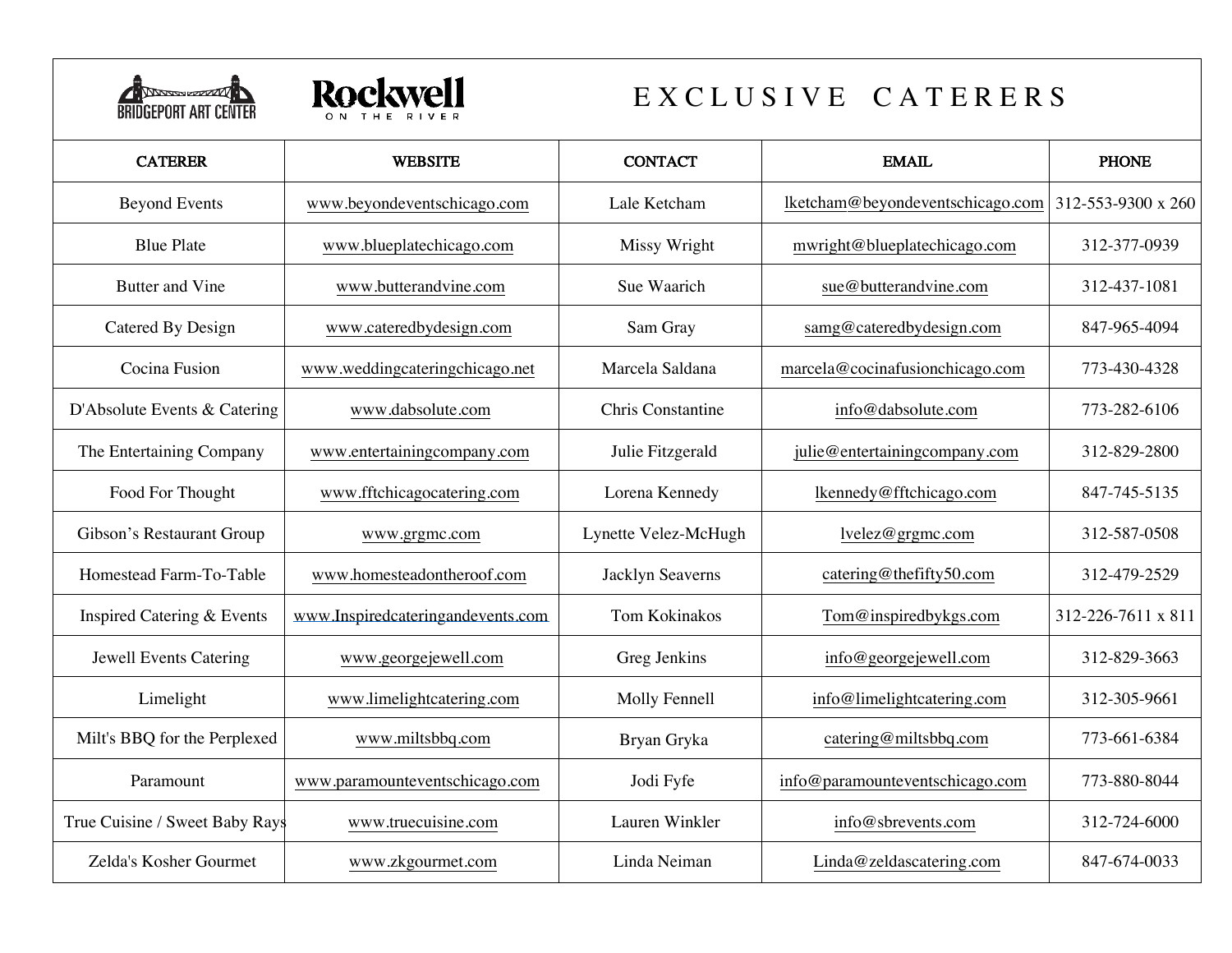BRIDGEPORT ART CENTER

Rockwell ON THE RIVER

# EXCLUSIVE CATERERS

| CATERER | WEBSITE | CONTACT | EMAIL | PHONE |
|---|---|---|---|---|
| Beyond Events | www.beyondeventschicago.com | Lale Ketcham | lketcham@beyondeventschicago.com | 312-553-9300 x 260 |
| Blue Plate | www.blueplatechicago.com | Missy Wright | mwright@blueplatechicago.com | 312-377-0939 |
| Butter and Vine | www.butterandvine.com | Sue Waarich | sue@butterandvine.com | 312-437-1081 |
| Catered By Design | www.cateredbydesign.com | Sam Gray | samg@cateredbydesign.com | 847-965-4094 |
| Cocina Fusion | www.weddingcateringchicago.net | Marcela Saldana | marcela@cocinafusionchicago.com | 773-430-4328 |
| D'Absolute Events & Catering | www.dabsolute.com | Chris Constantine | info@dabsolute.com | 773-282-6106 |
| The Entertaining Company | www.entertainingcompany.com | Julie Fitzgerald | julie@entertainingcompany.com | 312-829-2800 |
| Food For Thought | www.fftchicagocatering.com | Lorena Kennedy | lkennedy@fftchicago.com | 847-745-5135 |
| Gibson's Restaurant Group | www.grgmc.com | Lynette Velez-McHugh | lvelez@grgmc.com | 312-587-0508 |
| Homestead Farm-To-Table | www.homesteadontheroof.com | Jacklyn Seaverns | catering@thefifty50.com | 312-479-2529 |
| Inspired Catering & Events | www.Inspiredcateringandevents.com | Tom Kokinakos | Tom@inspiredbykgs.com | 312-226-7611 x 811 |
| Jewell Events Catering | www.georgejewell.com | Greg Jenkins | info@georgejewell.com | 312-829-3663 |
| Limelight | www.limelightcatering.com | Molly Fennell | info@limelightcatering.com | 312-305-9661 |
| Milt's BBQ for the Perplexed | www.miltsbbq.com | Bryan Gryka | catering@miltsbbq.com | 773-661-6384 |
| Paramount | www.paramounteventschicago.com | Jodi Fyfe | info@paramounteventschicago.com | 773-880-8044 |
| True Cuisine / Sweet Baby Rays | www.truecuisine.com | Lauren Winkler | info@sbrevents.com | 312-724-6000 |
| Zelda's Kosher Gourmet | www.zkgourmet.com | Linda Neiman | Linda@zeldascatering.com | 847-674-0033 |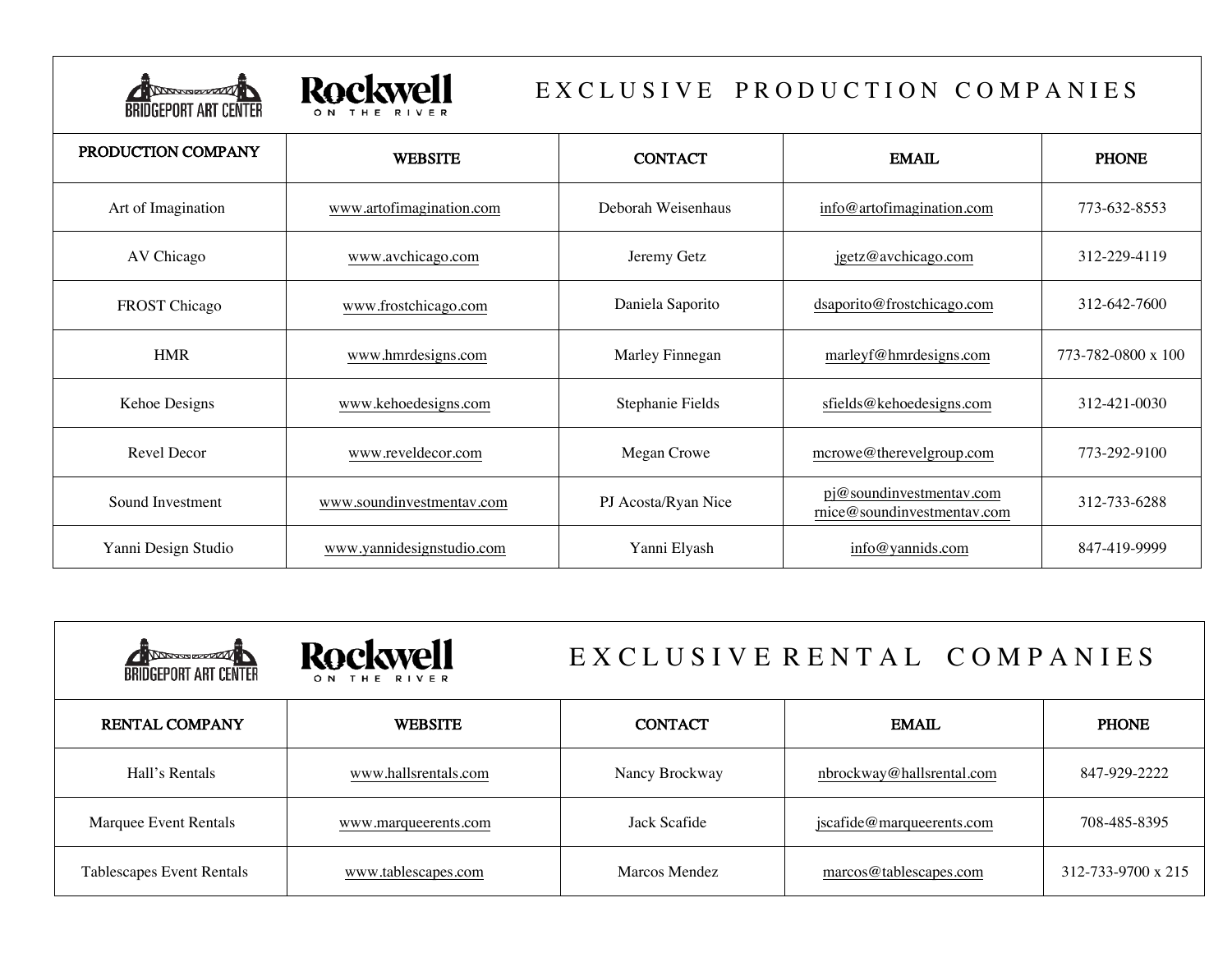BRIDGEPORT ART CENTER Rockwell ON THE RIVER

# EXCLUSIVE PRODUCTION COMPANIES

| PRODUCTION COMPANY | WEBSITE | CONTACT | EMAIL | PHONE |
|---|---|---|---|---|
| Art of Imagination | www.artofimagination.com | Deborah Weisenhaus | info@artofimagination.com | 773-632-8553 |
| AV Chicago | www.avchicago.com | Jeremy Getz | jgetz@avchicago.com | 312-229-4119 |
| FROST Chicago | www.frostchicago.com | Daniela Saporito | dsaporito@frostchicago.com | 312-642-7600 |
| HMR | www.hmrdesigns.com | Marley Finnegan | marleyf@hmrdesigns.com | 773-782-0800 x 100 |
| Kehoe Designs | www.kehoedesigns.com | Stephanie Fields | sfields@kehoedesigns.com | 312-421-0030 |
| Revel Decor | www.reveldecor.com | Megan Crowe | mcrowe@therevelgroup.com | 773-292-9100 |
| Sound Investment | www.soundinvestmentav.com | PJ Acosta/Ryan Nice | pj@soundinvestmentav.com rnice@soundinvestmentav.com | 312-733-6288 |
| Yanni Design Studio | www.yannidesignstudio.com | Yanni Elyash | info@yannids.com | 847-419-9999 |

BRIDGEPORT ART CENTER Rockwell ON THE RIVER

# EXCLUSIVE RENTAL COMPANIES

| RENTAL COMPANY | WEBSITE | CONTACT | EMAIL | PHONE |
|---|---|---|---|---|
| Hall's Rentals | www.hallsrentals.com | Nancy Brockway | nbrockway@hallsrental.com | 847-929-2222 |
| Marquee Event Rentals | www.marqueerents.com | Jack Scafide | jscafide@marqueerents.com | 708-485-8395 |
| Tablescapes Event Rentals | www.tablescapes.com | Marcos Mendez | marcos@tablescapes.com | 312-733-9700 x 215 |